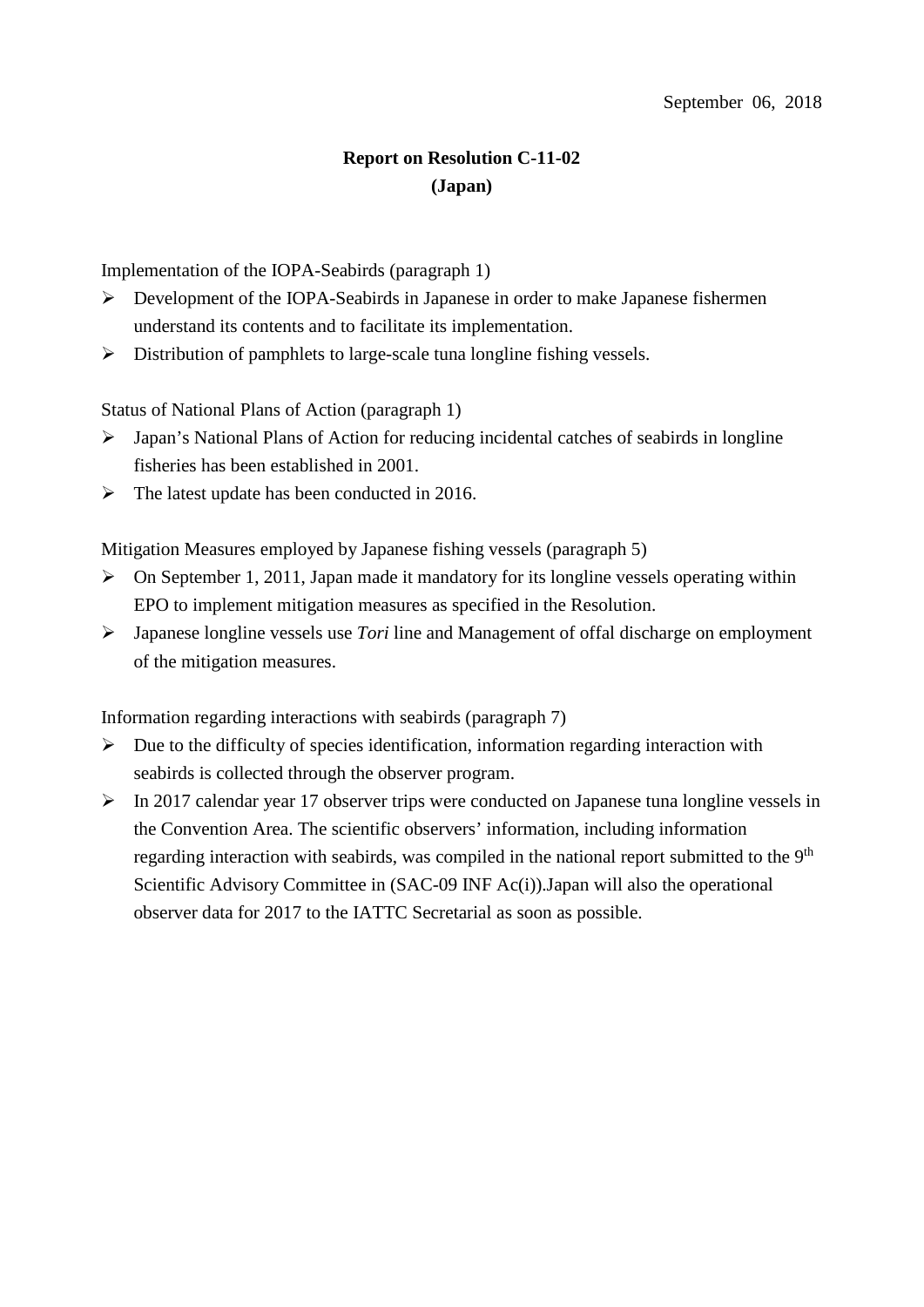September 06, 2018

**Report on Resolution C-11-02**
**(Japan)**

Implementation of the IOPA-Seabirds (paragraph 1)

- Development of the IOPA-Seabirds in Japanese in order to make Japanese fishermen understand its contents and to facilitate its implementation.
- Distribution of pamphlets to large-scale tuna longline fishing vessels.

Status of National Plans of Action (paragraph 1)

- Japan's National Plans of Action for reducing incidental catches of seabirds in longline fisheries has been established in 2001.
- The latest update has been conducted in 2016.

Mitigation Measures employed by Japanese fishing vessels (paragraph 5)

- On September 1, 2011, Japan made it mandatory for its longline vessels operating within EPO to implement mitigation measures as specified in the Resolution.
- Japanese longline vessels use *Tori* line and Management of offal discharge on employment of the mitigation measures.

Information regarding interactions with seabirds (paragraph 7)

- Due to the difficulty of species identification, information regarding interaction with seabirds is collected through the observer program.
- In 2017 calendar year 17 observer trips were conducted on Japanese tuna longline vessels in the Convention Area. The scientific observers' information, including information regarding interaction with seabirds, was compiled in the national report submitted to the 9th Scientific Advisory Committee in (SAC-09 INF Ac(i)).Japan will also the operational observer data for 2017 to the IATTC Secretarial as soon as possible.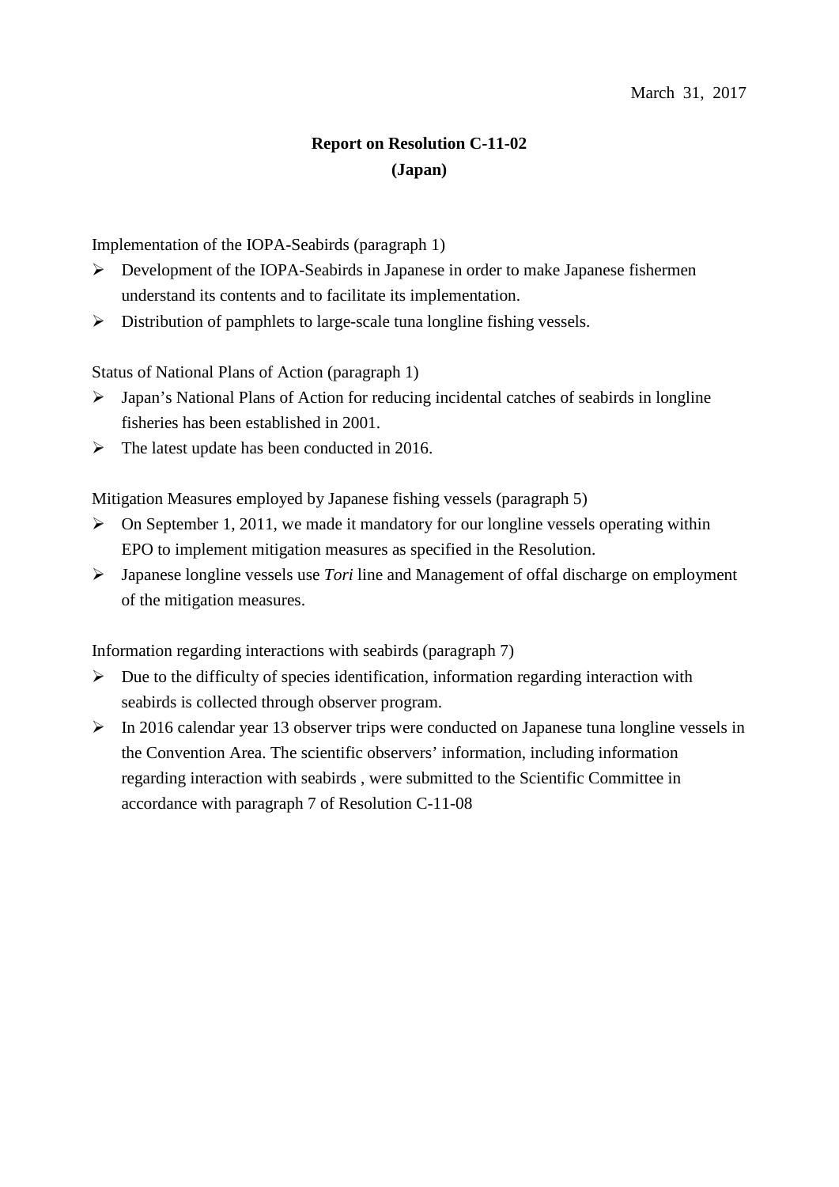March 31, 2017

**Report on Resolution C-11-02**
**(Japan)**

Implementation of the IOPA-Seabirds (paragraph 1)

- Development of the IOPA-Seabirds in Japanese in order to make Japanese fishermen understand its contents and to facilitate its implementation.
- Distribution of pamphlets to large-scale tuna longline fishing vessels.

Status of National Plans of Action (paragraph 1)

- Japan's National Plans of Action for reducing incidental catches of seabirds in longline fisheries has been established in 2001.
- The latest update has been conducted in 2016.

Mitigation Measures employed by Japanese fishing vessels (paragraph 5)

- On September 1, 2011, we made it mandatory for our longline vessels operating within EPO to implement mitigation measures as specified in the Resolution.
- Japanese longline vessels use *Tori* line and Management of offal discharge on employment of the mitigation measures.

Information regarding interactions with seabirds (paragraph 7)

- Due to the difficulty of species identification, information regarding interaction with seabirds is collected through observer program.
- In 2016 calendar year 13 observer trips were conducted on Japanese tuna longline vessels in the Convention Area. The scientific observers' information, including information regarding interaction with seabirds , were submitted to the Scientific Committee in accordance with paragraph 7 of Resolution C-11-08